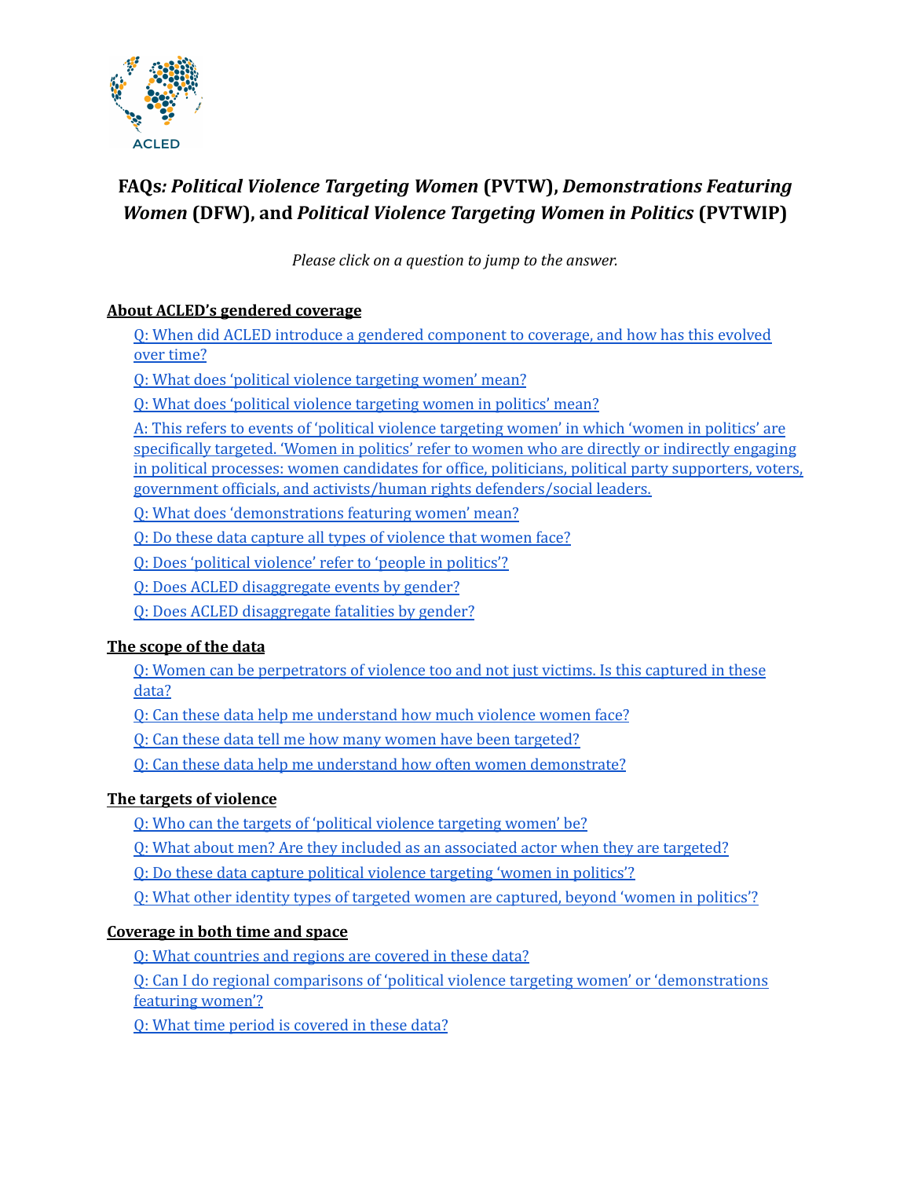ACLED

# FAQs*: Political Violence Targeting Women* (PVTW), *Demonstrations Featuring Women* (DFW), and *Political Violence Targeting Women in Politics* (PVTWIP)

*Please click on a question to jump to the answer.*

## About ACLED's gendered coverage

- Q: When did ACLED introduce a gendered component to coverage, and how has this evolved over time?
- Q: What does 'political violence targeting women' mean?
- Q: What does 'political violence targeting women in politics' mean?
- A: This refers to events of 'political violence targeting women' in which 'women in politics' are specifically targeted. 'Women in politics' refer to women who are directly or indirectly engaging in political processes: women candidates for office, politicians, political party supporters, voters, government officials, and activists/human rights defenders/social leaders.
- Q: What does 'demonstrations featuring women' mean?
- Q: Do these data capture all types of violence that women face?
- Q: Does 'political violence' refer to 'people in politics'?
- Q: Does ACLED disaggregate events by gender?
- Q: Does ACLED disaggregate fatalities by gender?

## The scope of the data

- Q: Women can be perpetrators of violence too and not just victims. Is this captured in these data?
- Q: Can these data help me understand how much violence women face?
- Q: Can these data tell me how many women have been targeted?
- Q: Can these data help me understand how often women demonstrate?

## The targets of violence

- Q: Who can the targets of 'political violence targeting women' be?
- Q: What about men? Are they included as an associated actor when they are targeted?
- Q: Do these data capture political violence targeting 'women in politics'?
- Q: What other identity types of targeted women are captured, beyond 'women in politics'?

## Coverage in both time and space

- Q: What countries and regions are covered in these data?
- Q: Can I do regional comparisons of 'political violence targeting women' or 'demonstrations featuring women'?
- Q: What time period is covered in these data?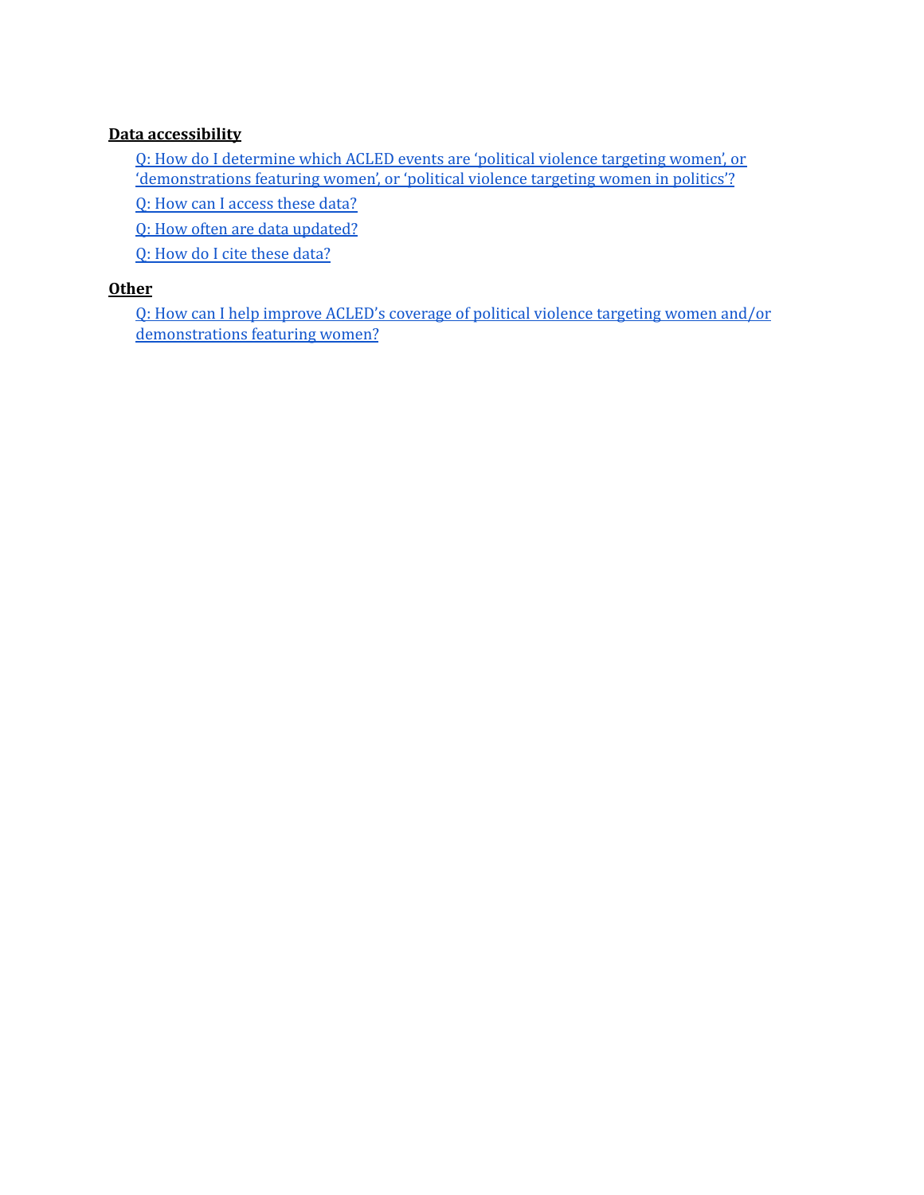**Data accessibility**

- Q: How do I determine which ACLED events are 'political violence targeting women', or 'demonstrations featuring women', or 'political violence targeting women in politics'?
- Q: How can I access these data?
- Q: How often are data updated?
- Q: How do I cite these data?

**Other**

- Q: How can I help improve ACLED's coverage of political violence targeting women and/or demonstrations featuring women?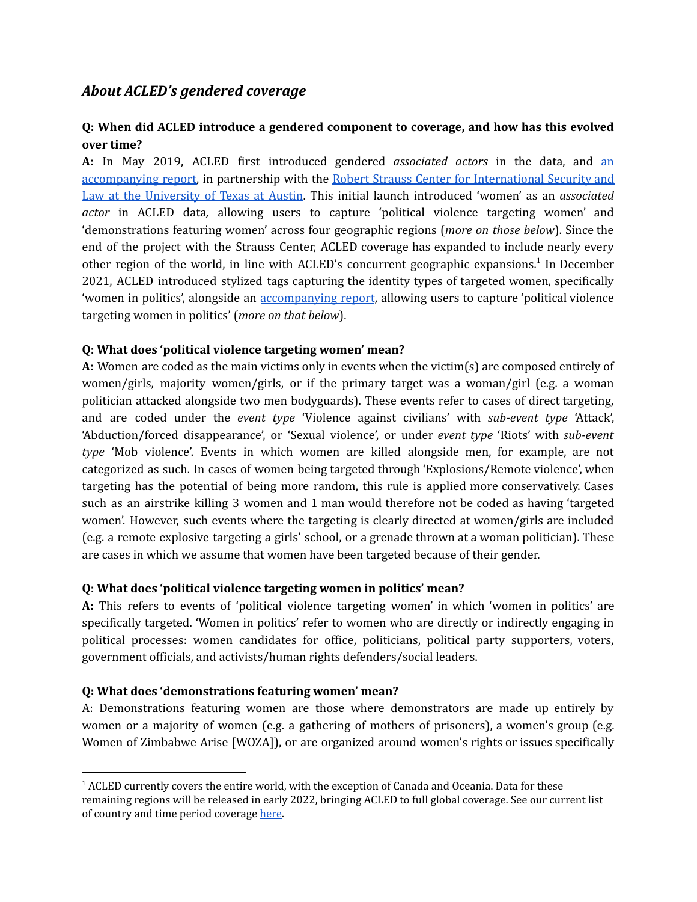## *About ACLED's gendered coverage*

### Q: When did ACLED introduce a gendered component to coverage, and how has this evolved over time?

**A:** In May 2019, ACLED first introduced gendered *associated actors* in the data, and an accompanying report, in partnership with the Robert Strauss Center for International Security and Law at the University of Texas at Austin. This initial launch introduced 'women' as an *associated actor* in ACLED data*,* allowing users to capture 'political violence targeting women' and 'demonstrations featuring women' across four geographic regions (*more on those below*). Since the end of the project with the Strauss Center, ACLED coverage has expanded to include nearly every other region of the world, in line with ACLED's concurrent geographic expansions.[1] In December 2021, ACLED introduced stylized tags capturing the identity types of targeted women, specifically 'women in politics', alongside an accompanying report, allowing users to capture 'political violence targeting women in politics' (*more on that below*).

### Q: What does 'political violence targeting women' mean?

**A:** Women are coded as the main victims only in events when the victim(s) are composed entirely of women/girls, majority women/girls, or if the primary target was a woman/girl (e.g. a woman politician attacked alongside two men bodyguards). These events refer to cases of direct targeting, and are coded under the *event type* 'Violence against civilians' with *sub-event type* 'Attack', 'Abduction/forced disappearance', or 'Sexual violence', or under *event type* 'Riots' with *sub-event type* 'Mob violence'. Events in which women are killed alongside men, for example, are not categorized as such. In cases of women being targeted through 'Explosions/Remote violence', when targeting has the potential of being more random, this rule is applied more conservatively. Cases such as an airstrike killing 3 women and 1 man would therefore not be coded as having 'targeted women'. However, such events where the targeting is clearly directed at women/girls are included (e.g. a remote explosive targeting a girls' school, or a grenade thrown at a woman politician). These are cases in which we assume that women have been targeted because of their gender.

### Q: What does 'political violence targeting women in politics' mean?

**A:** This refers to events of 'political violence targeting women' in which 'women in politics' are specifically targeted. 'Women in politics' refer to women who are directly or indirectly engaging in political processes: women candidates for office, politicians, political party supporters, voters, government officials, and activists/human rights defenders/social leaders.

### Q: What does 'demonstrations featuring women' mean?

A: Demonstrations featuring women are those where demonstrators are made up entirely by women or a majority of women (e.g. a gathering of mothers of prisoners), a women's group (e.g. Women of Zimbabwe Arise [WOZA]), or are organized around women's rights or issues specifically

---

[1] ACLED currently covers the entire world, with the exception of Canada and Oceania. Data for these remaining regions will be released in early 2022, bringing ACLED to full global coverage. See our current list of country and time period coverage here.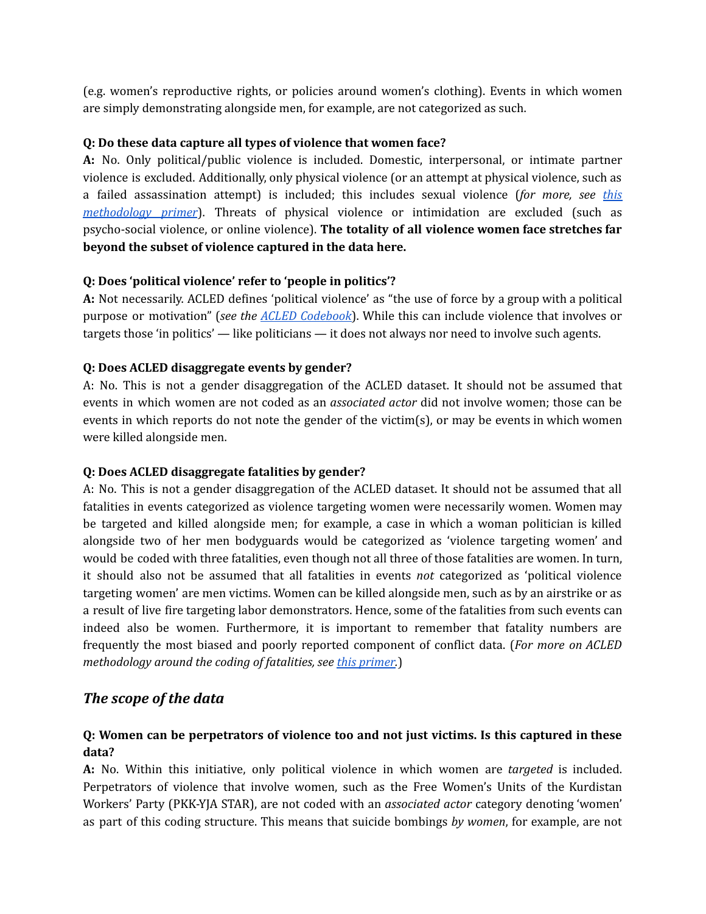(e.g. women's reproductive rights, or policies around women's clothing). Events in which women are simply demonstrating alongside men, for example, are not categorized as such.

**Q: Do these data capture all types of violence that women face?**

**A:** No. Only political/public violence is included. Domestic, interpersonal, or intimate partner violence is excluded. Additionally, only physical violence (or an attempt at physical violence, such as a failed assassination attempt) is included; this includes sexual violence (*for more, see [this methodology primer](#)*). Threats of physical violence or intimidation are excluded (such as psycho-social violence, or online violence). **The totality of all violence women face stretches far beyond the subset of violence captured in the data here.**

**Q: Does 'political violence' refer to 'people in politics'?**

**A:** Not necessarily. ACLED defines 'political violence' as "the use of force by a group with a political purpose or motivation" (*see the [ACLED Codebook](#)*). While this can include violence that involves or targets those 'in politics' — like politicians — it does not always nor need to involve such agents.

**Q: Does ACLED disaggregate events by gender?**

A: No. This is not a gender disaggregation of the ACLED dataset. It should not be assumed that events in which women are not coded as an *associated actor* did not involve women; those can be events in which reports do not note the gender of the victim(s), or may be events in which women were killed alongside men.

**Q: Does ACLED disaggregate fatalities by gender?**

A: No. This is not a gender disaggregation of the ACLED dataset. It should not be assumed that all fatalities in events categorized as violence targeting women were necessarily women. Women may be targeted and killed alongside men; for example, a case in which a woman politician is killed alongside two of her men bodyguards would be categorized as 'violence targeting women' and would be coded with three fatalities, even though not all three of those fatalities are women. In turn, it should also not be assumed that all fatalities in events *not* categorized as 'political violence targeting women' are men victims. Women can be killed alongside men, such as by an airstrike or as a result of live fire targeting labor demonstrators. Hence, some of the fatalities from such events can indeed also be women. Furthermore, it is important to remember that fatality numbers are frequently the most biased and poorly reported component of conflict data. (*For more on ACLED methodology around the coding of fatalities, see [this primer](#).*)

## *The scope of the data*

**Q: Women can be perpetrators of violence too and not just victims. Is this captured in these data?**

**A:** No. Within this initiative, only political violence in which women are *targeted* is included. Perpetrators of violence that involve women, such as the Free Women's Units of the Kurdistan Workers' Party (PKK-YJA STAR), are not coded with an *associated actor* category denoting 'women' as part of this coding structure. This means that suicide bombings *by women*, for example, are not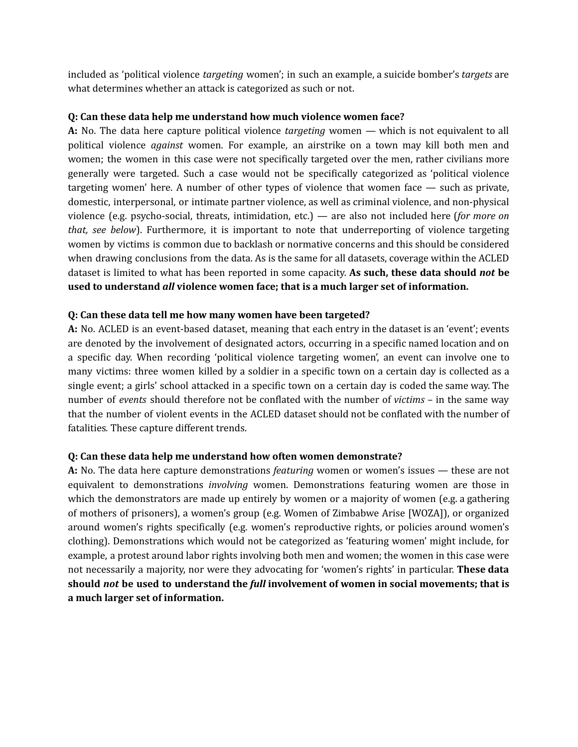included as 'political violence *targeting* women'; in such an example, a suicide bomber's *targets* are what determines whether an attack is categorized as such or not.

**Q: Can these data help me understand how much violence women face?**

**A:** No. The data here capture political violence *targeting* women — which is not equivalent to all political violence *against* women. For example, an airstrike on a town may kill both men and women; the women in this case were not specifically targeted over the men, rather civilians more generally were targeted. Such a case would not be specifically categorized as 'political violence targeting women' here. A number of other types of violence that women face — such as private, domestic, interpersonal, or intimate partner violence, as well as criminal violence, and non-physical violence (e.g. psycho-social, threats, intimidation, etc.) — are also not included here (*for more on that, see below*). Furthermore, it is important to note that underreporting of violence targeting women by victims is common due to backlash or normative concerns and this should be considered when drawing conclusions from the data. As is the same for all datasets, coverage within the ACLED dataset is limited to what has been reported in some capacity. **As such, these data should *not* be used to understand *all* violence women face; that is a much larger set of information.**

**Q: Can these data tell me how many women have been targeted?**

**A:** No. ACLED is an event-based dataset, meaning that each entry in the dataset is an 'event'; events are denoted by the involvement of designated actors, occurring in a specific named location and on a specific day. When recording 'political violence targeting women', an event can involve one to many victims: three women killed by a soldier in a specific town on a certain day is collected as a single event; a girls' school attacked in a specific town on a certain day is coded the same way. The number of *events* should therefore not be conflated with the number of *victims* – in the same way that the number of violent events in the ACLED dataset should not be conflated with the number of fatalities. These capture different trends.

**Q: Can these data help me understand how often women demonstrate?**

**A:** No. The data here capture demonstrations *featuring* women or women's issues — these are not equivalent to demonstrations *involving* women. Demonstrations featuring women are those in which the demonstrators are made up entirely by women or a majority of women (e.g. a gathering of mothers of prisoners), a women's group (e.g. Women of Zimbabwe Arise [WOZA]), or organized around women's rights specifically (e.g. women's reproductive rights, or policies around women's clothing). Demonstrations which would not be categorized as 'featuring women' might include, for example, a protest around labor rights involving both men and women; the women in this case were not necessarily a majority, nor were they advocating for 'women's rights' in particular. **These data should *not* be used to understand the *full* involvement of women in social movements; that is a much larger set of information.**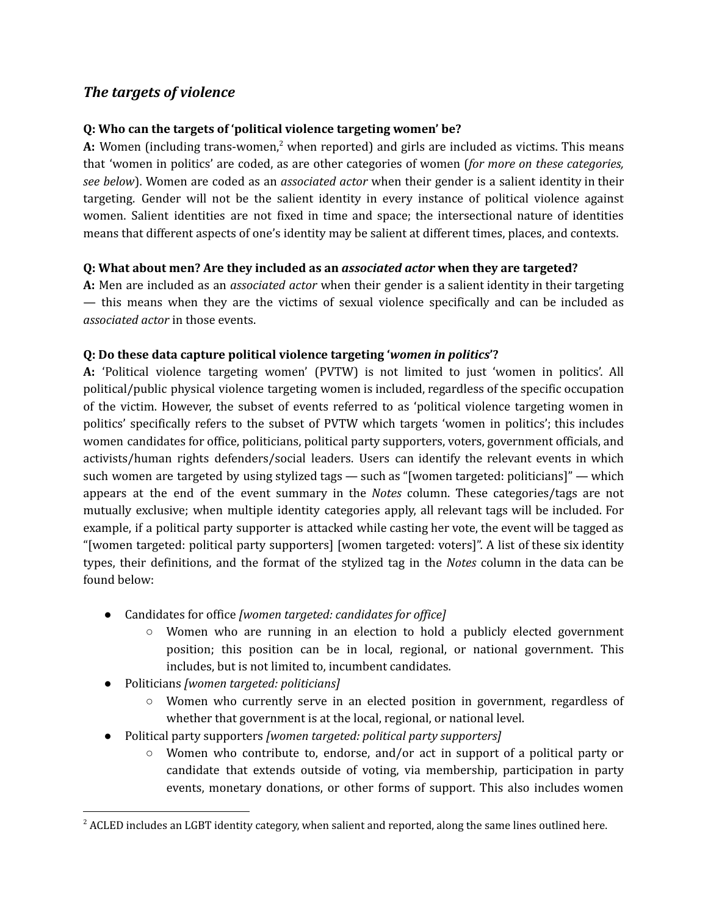## *The targets of violence*

**Q: Who can the targets of 'political violence targeting women' be?**

**A:** Women (including trans-women,[2] when reported) and girls are included as victims. This means that 'women in politics' are coded, as are other categories of women (*for more on these categories, see below*). Women are coded as an *associated actor* when their gender is a salient identity in their targeting. Gender will not be the salient identity in every instance of political violence against women. Salient identities are not fixed in time and space; the intersectional nature of identities means that different aspects of one's identity may be salient at different times, places, and contexts.

**Q: What about men? Are they included as an *associated actor* when they are targeted?**

**A:** Men are included as an *associated actor* when their gender is a salient identity in their targeting — this means when they are the victims of sexual violence specifically and can be included as *associated actor* in those events.

**Q: Do these data capture political violence targeting '*women in politics*'?**

**A:** 'Political violence targeting women' (PVTW) is not limited to just 'women in politics'. All political/public physical violence targeting women is included, regardless of the specific occupation of the victim. However, the subset of events referred to as 'political violence targeting women in politics' specifically refers to the subset of PVTW which targets 'women in politics'; this includes women candidates for office, politicians, political party supporters, voters, government officials, and activists/human rights defenders/social leaders. Users can identify the relevant events in which such women are targeted by using stylized tags — such as "[women targeted: politicians]" — which appears at the end of the event summary in the *Notes* column. These categories/tags are not mutually exclusive; when multiple identity categories apply, all relevant tags will be included. For example, if a political party supporter is attacked while casting her vote, the event will be tagged as "[women targeted: political party supporters] [women targeted: voters]". A list of these six identity types, their definitions, and the format of the stylized tag in the *Notes* column in the data can be found below:

- Candidates for office *[women targeted: candidates for office]*
  - Women who are running in an election to hold a publicly elected government position; this position can be in local, regional, or national government. This includes, but is not limited to, incumbent candidates.
- Politicians *[women targeted: politicians]*
  - Women who currently serve in an elected position in government, regardless of whether that government is at the local, regional, or national level.
- Political party supporters *[women targeted: political party supporters]*
  - Women who contribute to, endorse, and/or act in support of a political party or candidate that extends outside of voting, via membership, participation in party events, monetary donations, or other forms of support. This also includes women

[2] ACLED includes an LGBT identity category, when salient and reported, along the same lines outlined here.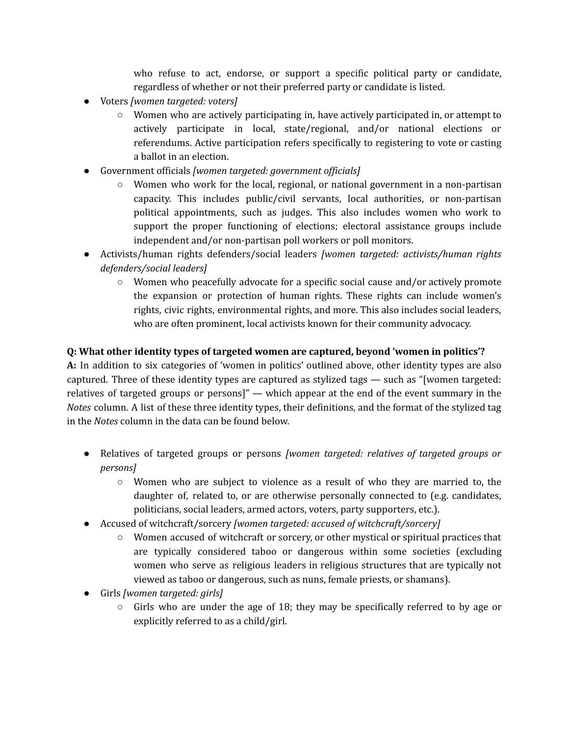who refuse to act, endorse, or support a specific political party or candidate, regardless of whether or not their preferred party or candidate is listed.

- Voters *[women targeted: voters]*
  - Women who are actively participating in, have actively participated in, or attempt to actively participate in local, state/regional, and/or national elections or referendums. Active participation refers specifically to registering to vote or casting a ballot in an election.
- Government officials *[women targeted: government officials]*
  - Women who work for the local, regional, or national government in a non-partisan capacity. This includes public/civil servants, local authorities, or non-partisan political appointments, such as judges. This also includes women who work to support the proper functioning of elections; electoral assistance groups include independent and/or non-partisan poll workers or poll monitors.
- Activists/human rights defenders/social leaders *[women targeted: activists/human rights defenders/social leaders]*
  - Women who peacefully advocate for a specific social cause and/or actively promote the expansion or protection of human rights. These rights can include women's rights, civic rights, environmental rights, and more. This also includes social leaders, who are often prominent, local activists known for their community advocacy.

**Q: What other identity types of targeted women are captured, beyond 'women in politics'?**

**A:** In addition to six categories of 'women in politics' outlined above, other identity types are also captured. Three of these identity types are captured as stylized tags — such as "[women targeted: relatives of targeted groups or persons]" — which appear at the end of the event summary in the *Notes* column. A list of these three identity types, their definitions, and the format of the stylized tag in the *Notes* column in the data can be found below.

- Relatives of targeted groups or persons *[women targeted: relatives of targeted groups or persons]*
  - Women who are subject to violence as a result of who they are married to, the daughter of, related to, or are otherwise personally connected to (e.g. candidates, politicians, social leaders, armed actors, voters, party supporters, etc.).
- Accused of witchcraft/sorcery *[women targeted: accused of witchcraft/sorcery]*
  - Women accused of witchcraft or sorcery, or other mystical or spiritual practices that are typically considered taboo or dangerous within some societies (excluding women who serve as religious leaders in religious structures that are typically not viewed as taboo or dangerous, such as nuns, female priests, or shamans).
- Girls *[women targeted: girls]*
  - Girls who are under the age of 18; they may be specifically referred to by age or explicitly referred to as a child/girl.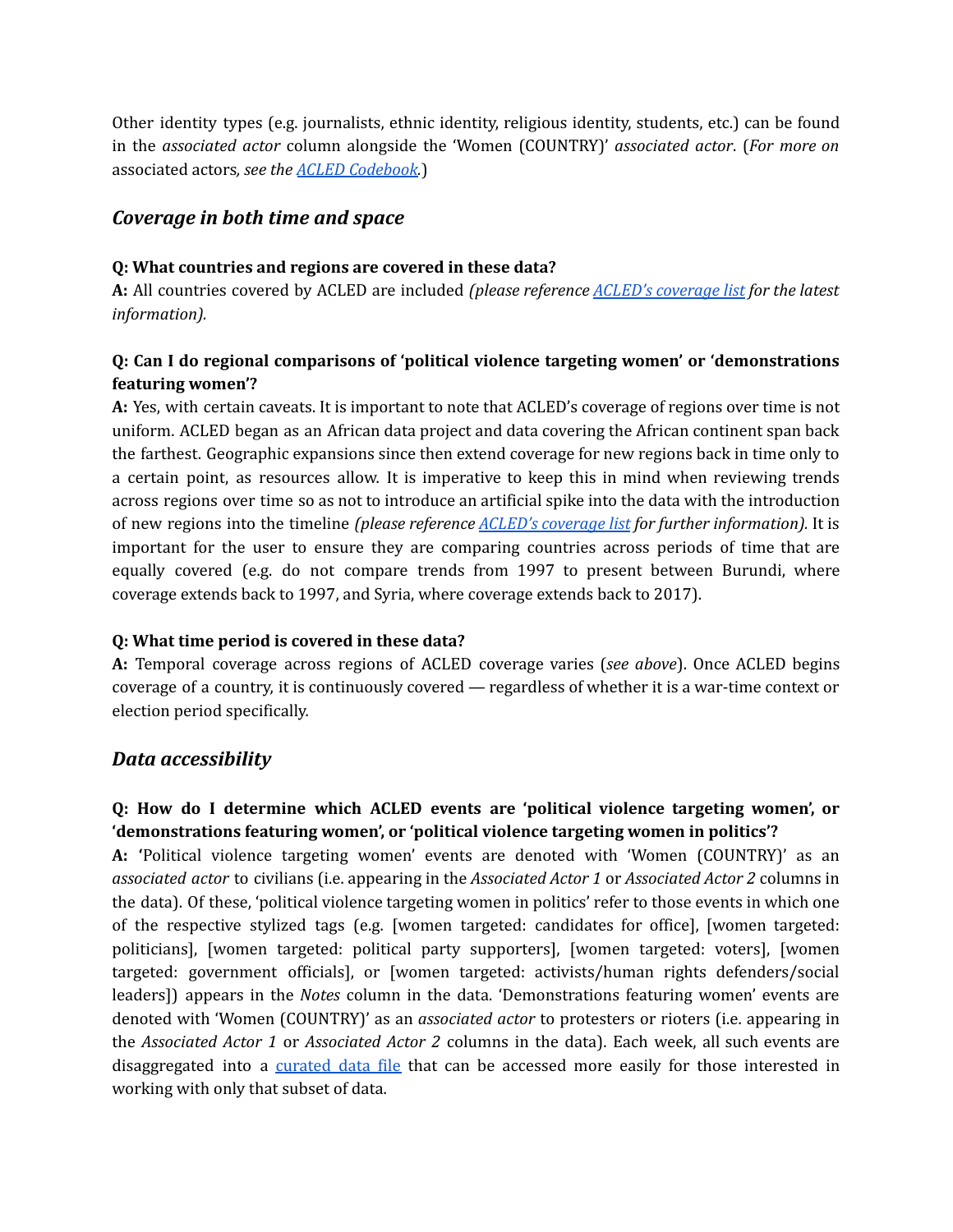Other identity types (e.g. journalists, ethnic identity, religious identity, students, etc.) can be found in the *associated actor* column alongside the 'Women (COUNTRY)' *associated actor*. (*For more on* associated actors*, see the* *ACLED Codebook*.)

## *Coverage in both time and space*

**Q: What countries and regions are covered in these data?**
**A:** All countries covered by ACLED are included *(please reference ACLED's coverage list for the latest information).*

**Q: Can I do regional comparisons of 'political violence targeting women' or 'demonstrations featuring women'?**
**A:** Yes, with certain caveats. It is important to note that ACLED's coverage of regions over time is not uniform. ACLED began as an African data project and data covering the African continent span back the farthest. Geographic expansions since then extend coverage for new regions back in time only to a certain point, as resources allow. It is imperative to keep this in mind when reviewing trends across regions over time so as not to introduce an artificial spike into the data with the introduction of new regions into the timeline *(please reference ACLED's coverage list for further information).* It is important for the user to ensure they are comparing countries across periods of time that are equally covered (e.g. do not compare trends from 1997 to present between Burundi, where coverage extends back to 1997, and Syria, where coverage extends back to 2017).

**Q: What time period is covered in these data?**
**A:** Temporal coverage across regions of ACLED coverage varies (*see above*). Once ACLED begins coverage of a country, it is continuously covered — regardless of whether it is a war-time context or election period specifically.

## *Data accessibility*

**Q: How do I determine which ACLED events are 'political violence targeting women', or 'demonstrations featuring women', or 'political violence targeting women in politics'?**
**A:** 'Political violence targeting women' events are denoted with 'Women (COUNTRY)' as an *associated actor* to civilians (i.e. appearing in the *Associated Actor 1* or *Associated Actor 2* columns in the data). Of these, 'political violence targeting women in politics' refer to those events in which one of the respective stylized tags (e.g. [women targeted: candidates for office], [women targeted: politicians], [women targeted: political party supporters], [women targeted: voters], [women targeted: government officials], or [women targeted: activists/human rights defenders/social leaders]) appears in the *Notes* column in the data. 'Demonstrations featuring women' events are denoted with 'Women (COUNTRY)' as an *associated actor* to protesters or rioters (i.e. appearing in the *Associated Actor 1* or *Associated Actor 2* columns in the data). Each week, all such events are disaggregated into a curated data file that can be accessed more easily for those interested in working with only that subset of data.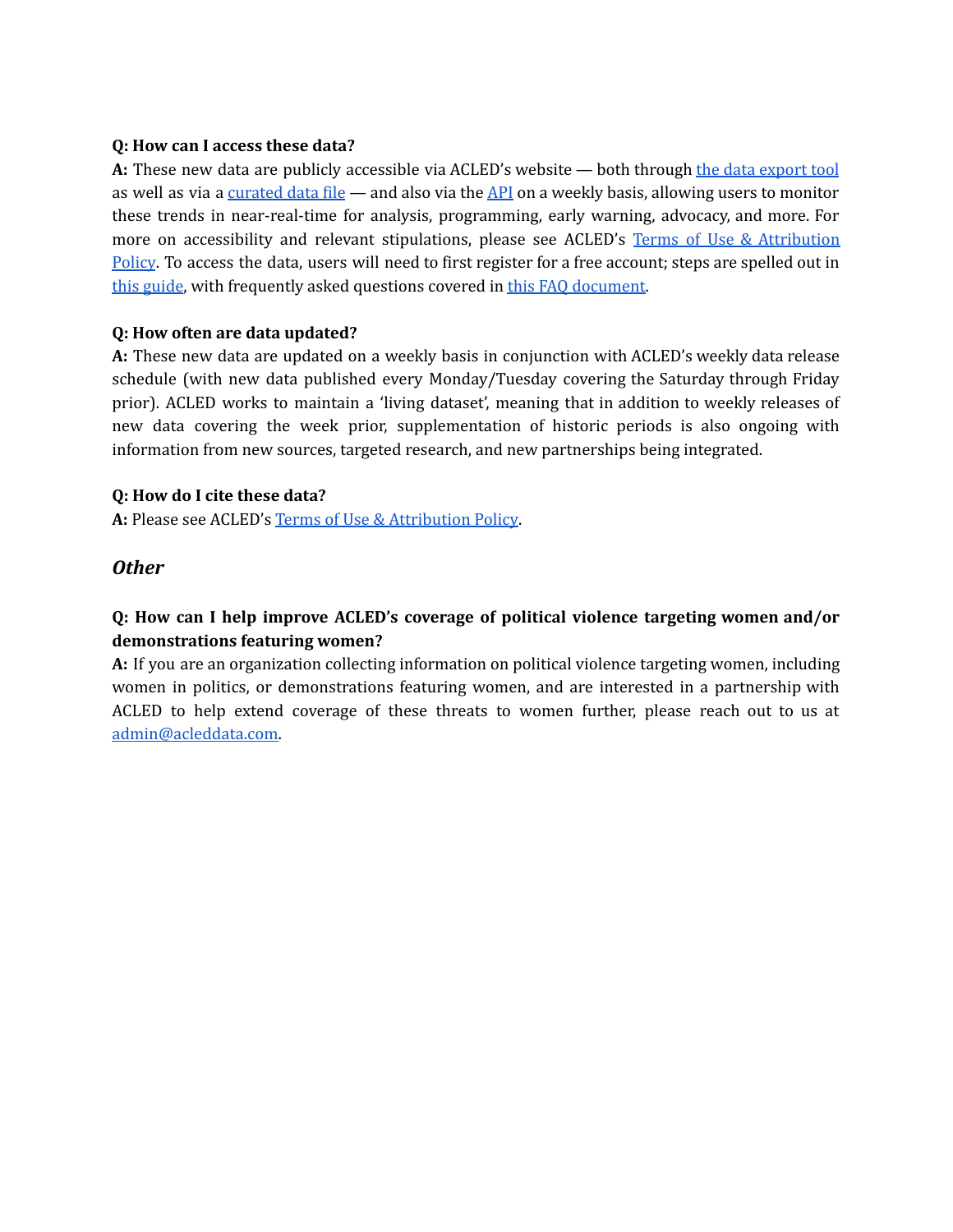**Q: How can I access these data?**

**A:** These new data are publicly accessible via ACLED's website — both through the data export tool as well as via a curated data file — and also via the API on a weekly basis, allowing users to monitor these trends in near-real-time for analysis, programming, early warning, advocacy, and more. For more on accessibility and relevant stipulations, please see ACLED's Terms of Use & Attribution Policy. To access the data, users will need to first register for a free account; steps are spelled out in this guide, with frequently asked questions covered in this FAQ document.

**Q: How often are data updated?**

**A:** These new data are updated on a weekly basis in conjunction with ACLED's weekly data release schedule (with new data published every Monday/Tuesday covering the Saturday through Friday prior). ACLED works to maintain a 'living dataset', meaning that in addition to weekly releases of new data covering the week prior, supplementation of historic periods is also ongoing with information from new sources, targeted research, and new partnerships being integrated.

**Q: How do I cite these data?**

**A:** Please see ACLED's Terms of Use & Attribution Policy.

## *Other*

**Q: How can I help improve ACLED's coverage of political violence targeting women and/or demonstrations featuring women?**

**A:** If you are an organization collecting information on political violence targeting women, including women in politics, or demonstrations featuring women, and are interested in a partnership with ACLED to help extend coverage of these threats to women further, please reach out to us at admin@acleddata.com.